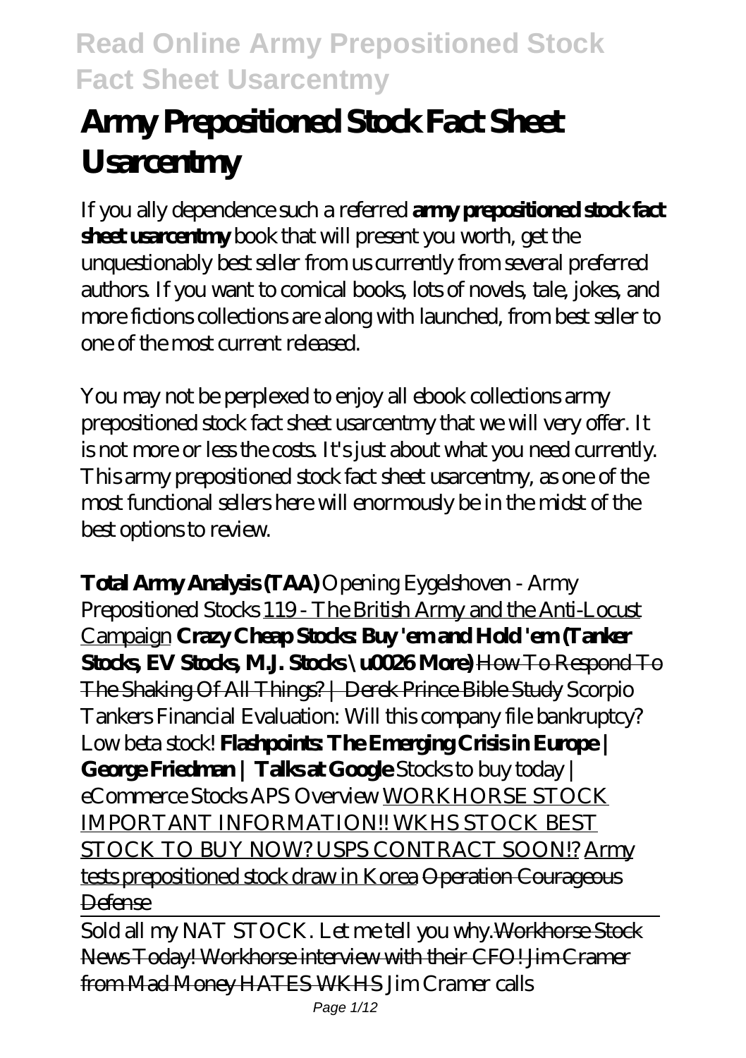# Army Prepositioned Stock Fact Sheet Usarcentmy

If you ally dependence such a referred **army prepositioned stock fact sheet usarcentmy** book that will present you worth, get the unquestionably best seller from us currently from several preferred authors. If you want to comical books, lots of novels, tale, jokes, and more fictions collections are along with launched, from best seller to one of the most current released.

You may not be perplexed to enjoy all ebook collections army prepositioned stock fact sheet usarcentmy that we will very offer. It is not more or less the costs. It's just about what you need currently. This army prepositioned stock fact sheet usarcentmy, as one of the most functional sellers here will enormously be in the midst of the best options to review.

**Total Army Analysis (TAA)** *Opening Eygelshoven - Army Prepositioned Stocks* 119 - The British Army and the Anti-Locust Campaign **Crazy Cheap Stocks: Buy 'em and Hold 'em (Tanker Stocks, EV Stocks, M.J. Stocks \u0026 More)** How To Respond To The Shaking Of All Things? | Derek Prince Bible Study *Scorpio Tankers Financial Evaluation: Will this company file bankruptcy? Low beta stock!* **Flashpoints: The Emerging Crisis in Europe | George Friedman | Talks at Google** *Stocks to buy today | eCommerce Stocks APS Overview* WORKHORSE STOCK IMPORTANT INFORMATION!! WKHS STOCK BEST STOCK TO BUY NOW? USPS CONTRACT SOON!? Army tests prepositioned stock draw in Korea Operation Courageous Defense

Sold all my NAT STOCK. Let me tell you why. Workhorse Stock News Today! Workhorse interview with their CFO! Jim Cramer from Mad Money HATES WKHS *Jim Cramer calls*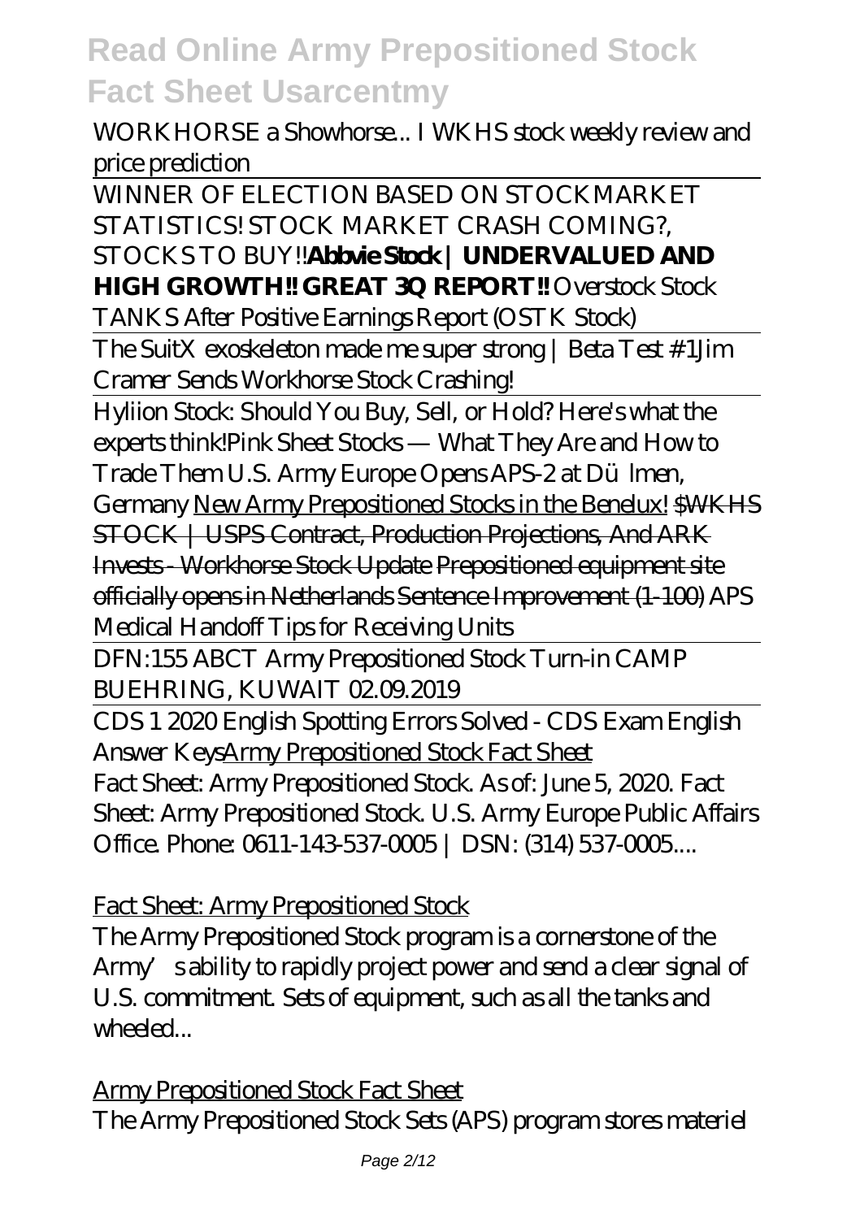*WORKHORSE a Showhorse... I WKHS stock weekly review and price prediction*

WINNER OF ELECTION BASED ON STOCKMARKET STATISTICS! STOCK MARKET CRASH COMING?, STOCKS TO BUY!!**Abbvie Stock | UNDERVALUED AND HIGH GROWTH!! GREAT 3Q REPORT!!** *Overstock Stock TANKS After Positive Earnings Report (OSTK Stock)*

The SuitX exoskeleton made me super strong | Beta Test #1*Jim Cramer Sends Workhorse Stock Crashing!*

Hyliion Stock: Should You Buy, Sell, or Hold? Here's what the experts think!*Pink Sheet Stocks — What They Are and How to Trade Them* *U.S. Army Europe Opens APS-2 at Dülmen, Germany* New Army Prepositioned Stocks in the Benelux! $WKHS STOCK | USPS Contract, Production Projections, And ARK Invests - Workhorse Stock Update Prepositioned equipment site officially opens in Netherlands Sentence Improvement (1-100) *APS Medical Handoff Tips for Receiving Units*

DFN:155 ABCT Army Prepositioned Stock Turn-in CAMP BUEHRING, KUWAIT 02.09.2019

CDS 1 2020 English Spotting Errors Solved - CDS Exam English Answer KeysArmy Prepositioned Stock Fact Sheet

Fact Sheet: Army Prepositioned Stock. As of: June 5, 2020. Fact Sheet: Army Prepositioned Stock. U.S. Army Europe Public Affairs Office. Phone: 0611-143-537-0005 | DSN: (314) 537-0005....

Fact Sheet: Army Prepositioned Stock

The Army Prepositioned Stock program is a cornerstone of the Army's ability to rapidly project power and send a clear signal of U.S. commitment. Sets of equipment, such as all the tanks and wheeled...

Army Prepositioned Stock Fact Sheet

The Army Prepositioned Stock Sets (APS) program stores materiel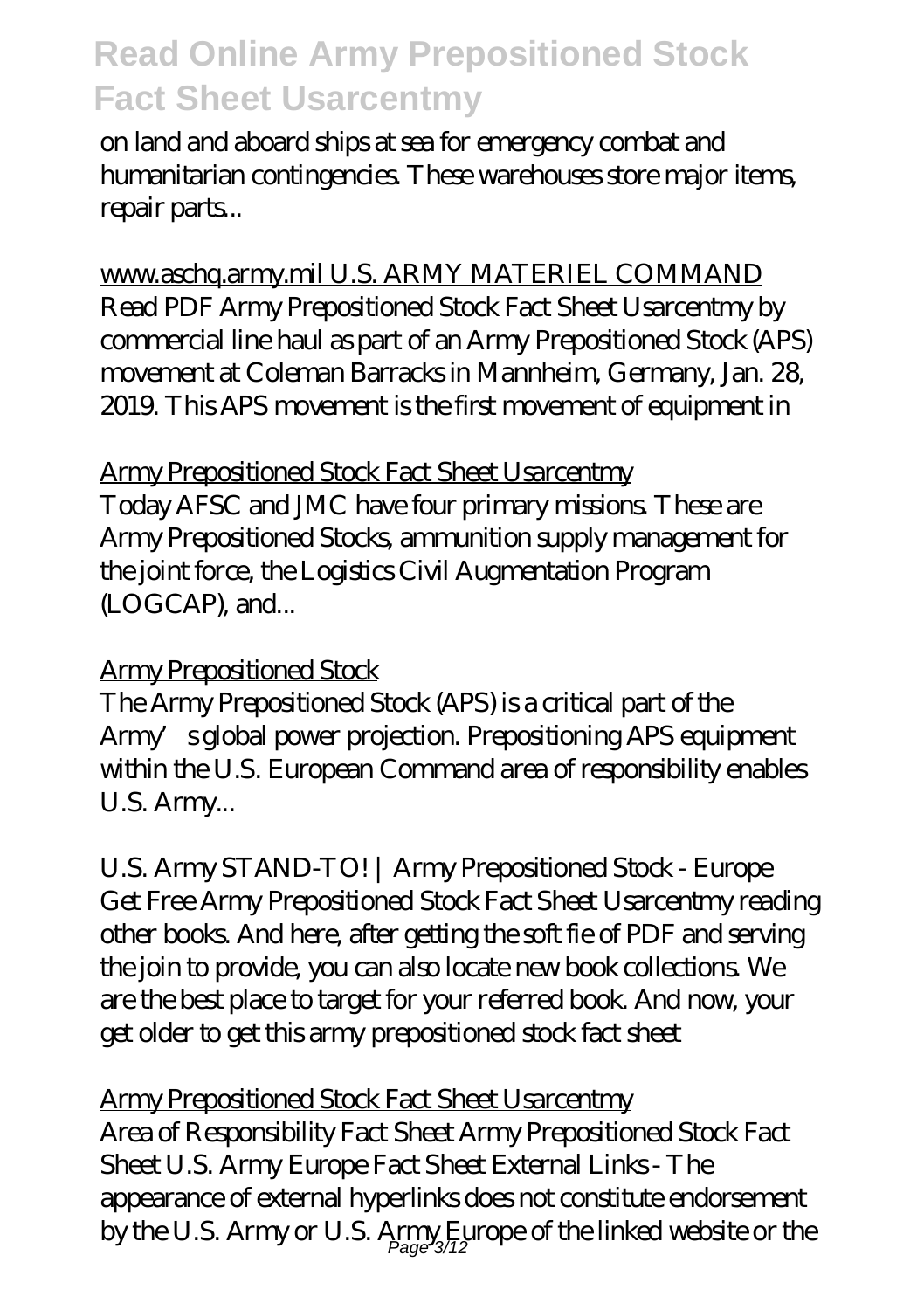on land and aboard ships at sea for emergency combat and humanitarian contingencies. These warehouses store major items, repair parts...

www.aschq.army.mil U.S. ARMY MATERIEL COMMAND
Read PDF Army Prepositioned Stock Fact Sheet Usarcentmy by commercial line haul as part of an Army Prepositioned Stock (APS) movement at Coleman Barracks in Mannheim, Germany, Jan. 28, 2019. This APS movement is the first movement of equipment in

Army Prepositioned Stock Fact Sheet Usarcentmy
Today AFSC and JMC have four primary missions. These are Army Prepositioned Stocks, ammunition supply management for the joint force, the Logistics Civil Augmentation Program (LOGCAP), and...

Army Prepositioned Stock
The Army Prepositioned Stock (APS) is a critical part of the Army's global power projection. Prepositioning APS equipment within the U.S. European Command area of responsibility enables U.S. Army...

U.S. Army STAND-TO! | Army Prepositioned Stock - Europe
Get Free Army Prepositioned Stock Fact Sheet Usarcentmy reading other books. And here, after getting the soft fie of PDF and serving the join to provide, you can also locate new book collections. We are the best place to target for your referred book. And now, your get older to get this army prepositioned stock fact sheet

Army Prepositioned Stock Fact Sheet Usarcentmy
Area of Responsibility Fact Sheet Army Prepositioned Stock Fact Sheet U.S. Army Europe Fact Sheet External Links - The appearance of external hyperlinks does not constitute endorsement by the U.S. Army or U.S. Army Europe of the linked website or the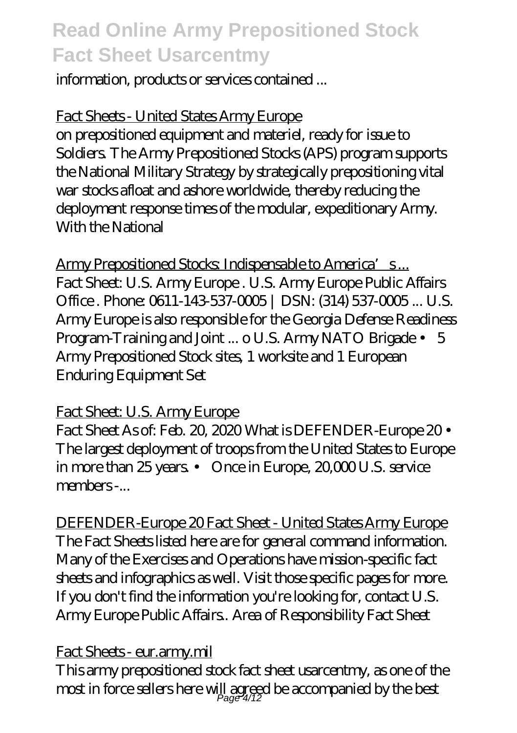information, products or services contained ...

Fact Sheets - United States Army Europe

on prepositioned equipment and materiel, ready for issue to Soldiers. The Army Prepositioned Stocks (APS) program supports the National Military Strategy by strategically prepositioning vital war stocks afloat and ashore worldwide, thereby reducing the deployment response times of the modular, expeditionary Army. With the National

Army Prepositioned Stocks: Indispensable to America's ...

Fact Sheet: U.S. Army Europe . U.S. Army Europe Public Affairs Office . Phone: 0611-143-537-0005 | DSN: (314) 537-0005 ... U.S. Army Europe is also responsible for the Georgia Defense Readiness Program-Training and Joint ... o U.S. Army NATO Brigade • 5 Army Prepositioned Stock sites, 1 worksite and 1 European Enduring Equipment Set

Fact Sheet: U.S. Army Europe

Fact Sheet As of: Feb. 20, 2020 What is DEFENDER-Europe 20 • The largest deployment of troops from the United States to Europe in more than 25 years. • Once in Europe, 20,000 U.S. service members -...

DEFENDER-Europe 20 Fact Sheet - United States Army Europe

The Fact Sheets listed here are for general command information. Many of the Exercises and Operations have mission-specific fact sheets and infographics as well. Visit those specific pages for more. If you don't find the information you're looking for, contact U.S. Army Europe Public Affairs.. Area of Responsibility Fact Sheet

Fact Sheets - eur.army.mil

This army prepositioned stock fact sheet usarcentmy, as one of the most in force sellers here will agreed be accompanied by the best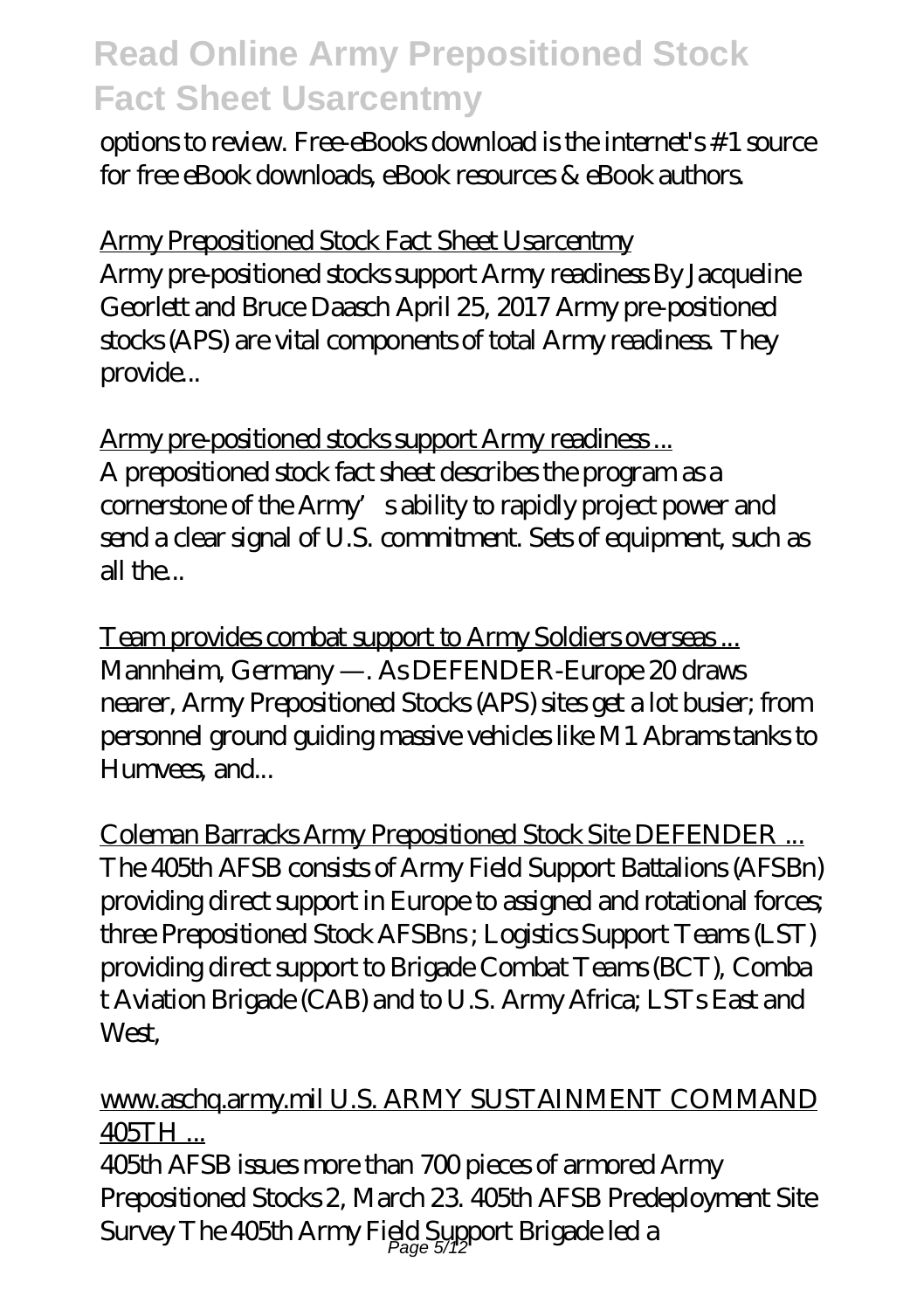options to review. Free-eBooks download is the internet's #1 source for free eBook downloads, eBook resources & eBook authors.

Army Prepositioned Stock Fact Sheet Usarcentmy

Army pre-positioned stocks support Army readiness By Jacqueline Georlett and Bruce Daasch April 25, 2017 Army pre-positioned stocks (APS) are vital components of total Army readiness. They provide...

Army pre-positioned stocks support Army readiness ...

A prepositioned stock fact sheet describes the program as a cornerstone of the Army's ability to rapidly project power and send a clear signal of U.S. commitment. Sets of equipment, such as all the...

Team provides combat support to Army Soldiers overseas ...

Mannheim, Germany —. As DEFENDER-Europe 20 draws nearer, Army Prepositioned Stocks (APS) sites get a lot busier; from personnel ground guiding massive vehicles like M1 Abrams tanks to Humvees, and...

Coleman Barracks Army Prepositioned Stock Site DEFENDER ...

The 405th AFSB consists of Army Field Support Battalions (AFSBn) providing direct support in Europe to assigned and rotational forces; three Prepositioned Stock AFSBns ; Logistics Support Teams (LST) providing direct support to Brigade Combat Teams (BCT), Comba t Aviation Brigade (CAB) and to U.S. Army Africa; LSTs East and West,

www.aschq.army.mil U.S. ARMY SUSTAINMENT COMMAND 405TH ...

405th AFSB issues more than 700 pieces of armored Army Prepositioned Stocks 2, March 23. 405th AFSB Predeployment Site Survey The 405th Army Field Support Brigade led a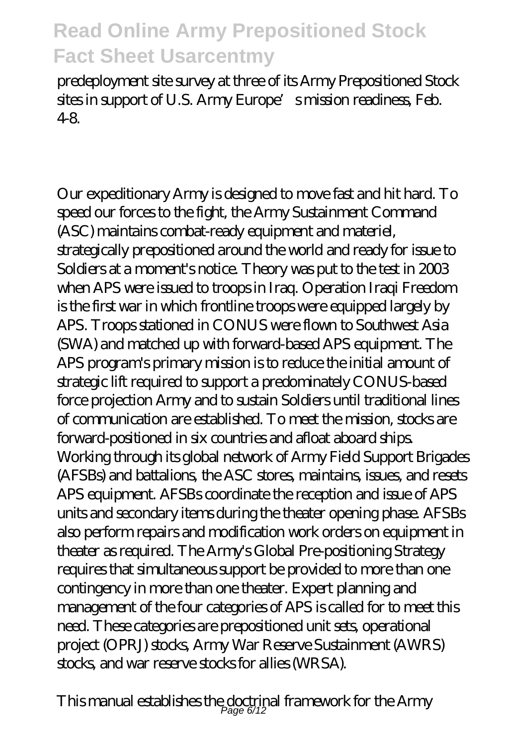predeployment site survey at three of its Army Prepositioned Stock sites in support of U.S. Army Europe's mission readiness, Feb. 4-8.

Our expeditionary Army is designed to move fast and hit hard. To speed our forces to the fight, the Army Sustainment Command (ASC) maintains combat-ready equipment and materiel, strategically prepositioned around the world and ready for issue to Soldiers at a moment's notice. Theory was put to the test in 2003 when APS were issued to troops in Iraq. Operation Iraqi Freedom is the first war in which frontline troops were equipped largely by APS. Troops stationed in CONUS were flown to Southwest Asia (SWA) and matched up with forward-based APS equipment. The APS program's primary mission is to reduce the initial amount of strategic lift required to support a predominately CONUS-based force projection Army and to sustain Soldiers until traditional lines of communication are established. To meet the mission, stocks are forward-positioned in six countries and afloat aboard ships. Working through its global network of Army Field Support Brigades (AFSBs) and battalions, the ASC stores, maintains, issues, and resets APS equipment. AFSBs coordinate the reception and issue of APS units and secondary items during the theater opening phase. AFSBs also perform repairs and modification work orders on equipment in theater as required. The Army's Global Pre-positioning Strategy requires that simultaneous support be provided to more than one contingency in more than one theater. Expert planning and management of the four categories of APS is called for to meet this need. These categories are prepositioned unit sets, operational project (OPRJ) stocks, Army War Reserve Sustainment (AWRS) stocks, and war reserve stocks for allies (WRSA).

This manual establishes the doctrinal framework for the Army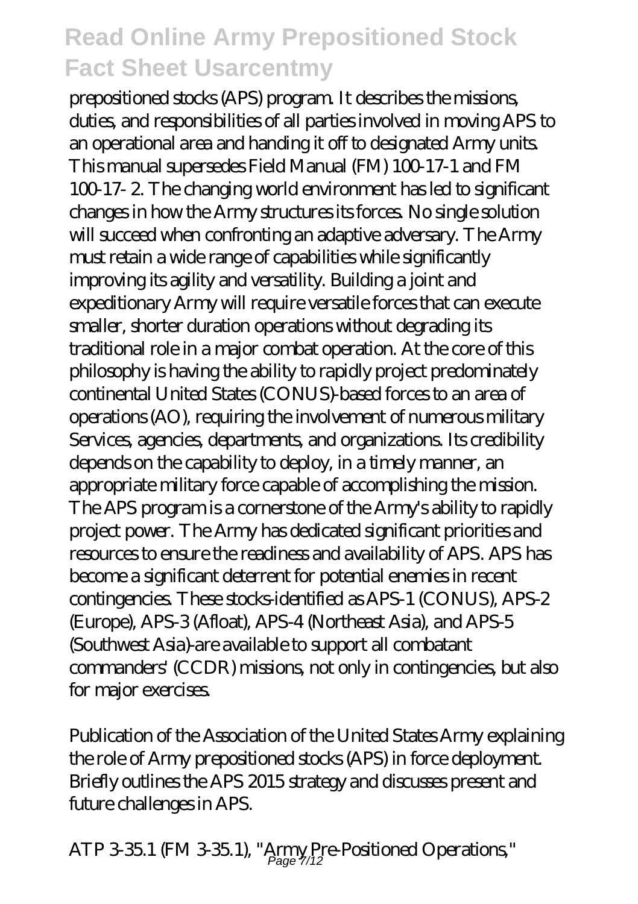prepositioned stocks (APS) program. It describes the missions, duties, and responsibilities of all parties involved in moving APS to an operational area and handing it off to designated Army units. This manual supersedes Field Manual (FM) 100-17-1 and FM 100-17- 2. The changing world environment has led to significant changes in how the Army structures its forces. No single solution will succeed when confronting an adaptive adversary. The Army must retain a wide range of capabilities while significantly improving its agility and versatility. Building a joint and expeditionary Army will require versatile forces that can execute smaller, shorter duration operations without degrading its traditional role in a major combat operation. At the core of this philosophy is having the ability to rapidly project predominately continental United States (CONUS)-based forces to an area of operations (AO), requiring the involvement of numerous military Services, agencies, departments, and organizations. Its credibility depends on the capability to deploy, in a timely manner, an appropriate military force capable of accomplishing the mission. The APS program is a cornerstone of the Army's ability to rapidly project power. The Army has dedicated significant priorities and resources to ensure the readiness and availability of APS. APS has become a significant deterrent for potential enemies in recent contingencies. These stocks-identified as APS-1 (CONUS), APS-2 (Europe), APS-3 (Afloat), APS-4 (Northeast Asia), and APS-5 (Southwest Asia)-are available to support all combatant commanders' (CCDR) missions, not only in contingencies, but also for major exercises.

Publication of the Association of the United States Army explaining the role of Army prepositioned stocks (APS) in force deployment. Briefly outlines the APS 2015 strategy and discusses present and future challenges in APS.

ATP 3-35.1 (FM 3-35.1), "Army Pre-Positioned Operations,"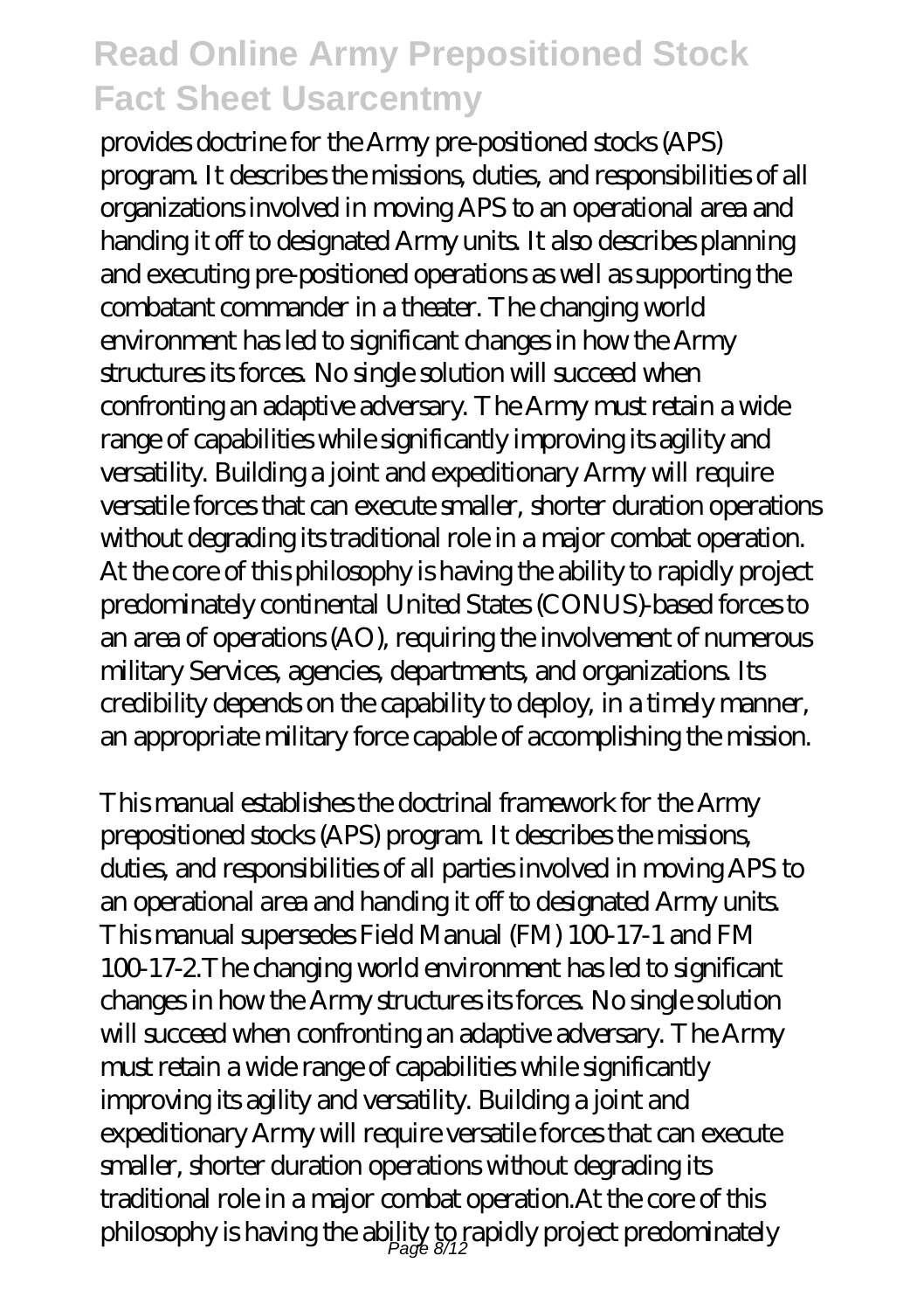provides doctrine for the Army pre-positioned stocks (APS) program. It describes the missions, duties, and responsibilities of all organizations involved in moving APS to an operational area and handing it off to designated Army units. It also describes planning and executing pre-positioned operations as well as supporting the combatant commander in a theater. The changing world environment has led to significant changes in how the Army structures its forces. No single solution will succeed when confronting an adaptive adversary. The Army must retain a wide range of capabilities while significantly improving its agility and versatility. Building a joint and expeditionary Army will require versatile forces that can execute smaller, shorter duration operations without degrading its traditional role in a major combat operation. At the core of this philosophy is having the ability to rapidly project predominately continental United States (CONUS)-based forces to an area of operations (AO), requiring the involvement of numerous military Services, agencies, departments, and organizations. Its credibility depends on the capability to deploy, in a timely manner, an appropriate military force capable of accomplishing the mission.

This manual establishes the doctrinal framework for the Army prepositioned stocks (APS) program. It describes the missions, duties, and responsibilities of all parties involved in moving APS to an operational area and handing it off to designated Army units. This manual supersedes Field Manual (FM) 100-17-1 and FM 100-17-2.The changing world environment has led to significant changes in how the Army structures its forces. No single solution will succeed when confronting an adaptive adversary. The Army must retain a wide range of capabilities while significantly improving its agility and versatility. Building a joint and expeditionary Army will require versatile forces that can execute smaller, shorter duration operations without degrading its traditional role in a major combat operation.At the core of this philosophy is having the ability to rapidly project predominately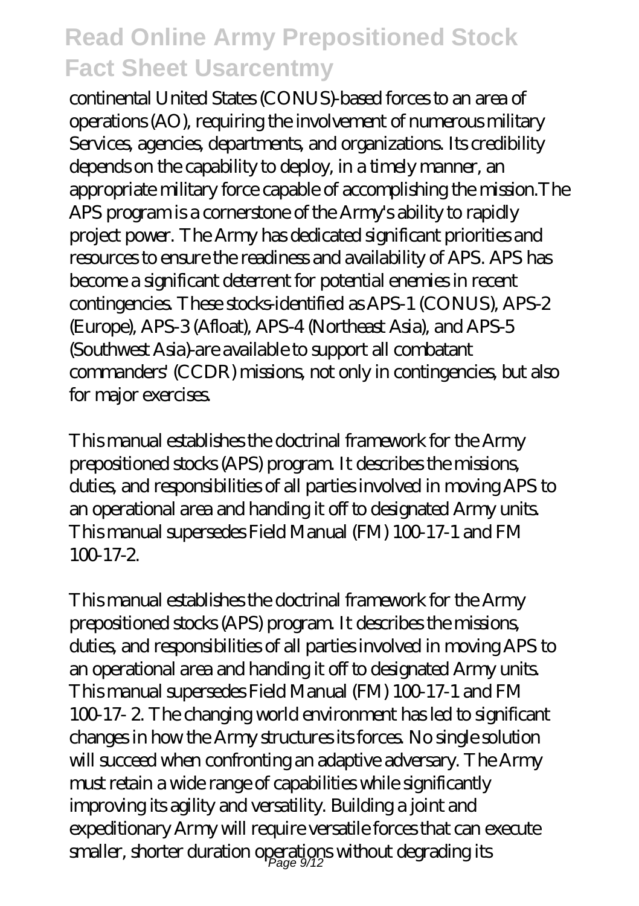continental United States (CONUS)-based forces to an area of operations (AO), requiring the involvement of numerous military Services, agencies, departments, and organizations. Its credibility depends on the capability to deploy, in a timely manner, an appropriate military force capable of accomplishing the mission.The APS program is a cornerstone of the Army's ability to rapidly project power. The Army has dedicated significant priorities and resources to ensure the readiness and availability of APS. APS has become a significant deterrent for potential enemies in recent contingencies. These stocks-identified as APS-1 (CONUS), APS-2 (Europe), APS-3 (Afloat), APS-4 (Northeast Asia), and APS-5 (Southwest Asia)-are available to support all combatant commanders' (CCDR) missions, not only in contingencies, but also for major exercises.

This manual establishes the doctrinal framework for the Army prepositioned stocks (APS) program. It describes the missions, duties, and responsibilities of all parties involved in moving APS to an operational area and handing it off to designated Army units. This manual supersedes Field Manual (FM) 100-17-1 and FM 100-17-2.

This manual establishes the doctrinal framework for the Army prepositioned stocks (APS) program. It describes the missions, duties, and responsibilities of all parties involved in moving APS to an operational area and handing it off to designated Army units. This manual supersedes Field Manual (FM) 100-17-1 and FM 100-17- 2. The changing world environment has led to significant changes in how the Army structures its forces. No single solution will succeed when confronting an adaptive adversary. The Army must retain a wide range of capabilities while significantly improving its agility and versatility. Building a joint and expeditionary Army will require versatile forces that can execute smaller, shorter duration operations without degrading its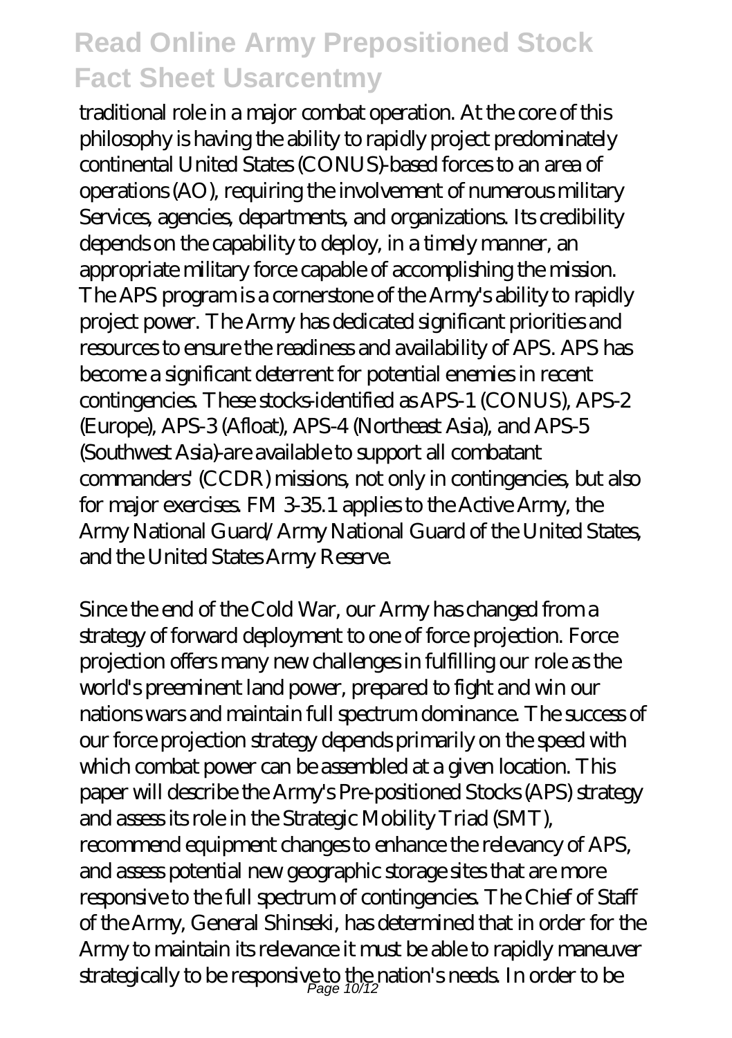traditional role in a major combat operation. At the core of this philosophy is having the ability to rapidly project predominately continental United States (CONUS)-based forces to an area of operations (AO), requiring the involvement of numerous military Services, agencies, departments, and organizations. Its credibility depends on the capability to deploy, in a timely manner, an appropriate military force capable of accomplishing the mission. The APS program is a cornerstone of the Army's ability to rapidly project power. The Army has dedicated significant priorities and resources to ensure the readiness and availability of APS. APS has become a significant deterrent for potential enemies in recent contingencies. These stocks-identified as APS-1 (CONUS), APS-2 (Europe), APS-3 (Afloat), APS-4 (Northeast Asia), and APS-5 (Southwest Asia)-are available to support all combatant commanders' (CCDR) missions, not only in contingencies, but also for major exercises. FM 3-35.1 applies to the Active Army, the Army National Guard/Army National Guard of the United States, and the United States Army Reserve.

Since the end of the Cold War, our Army has changed from a strategy of forward deployment to one of force projection. Force projection offers many new challenges in fulfilling our role as the world's preeminent land power, prepared to fight and win our nations wars and maintain full spectrum dominance. The success of our force projection strategy depends primarily on the speed with which combat power can be assembled at a given location. This paper will describe the Army's Pre-positioned Stocks (APS) strategy and assess its role in the Strategic Mobility Triad (SMT), recommend equipment changes to enhance the relevancy of APS, and assess potential new geographic storage sites that are more responsive to the full spectrum of contingencies. The Chief of Staff of the Army, General Shinseki, has determined that in order for the Army to maintain its relevance it must be able to rapidly maneuver strategically to be responsive to the nation's needs. In order to be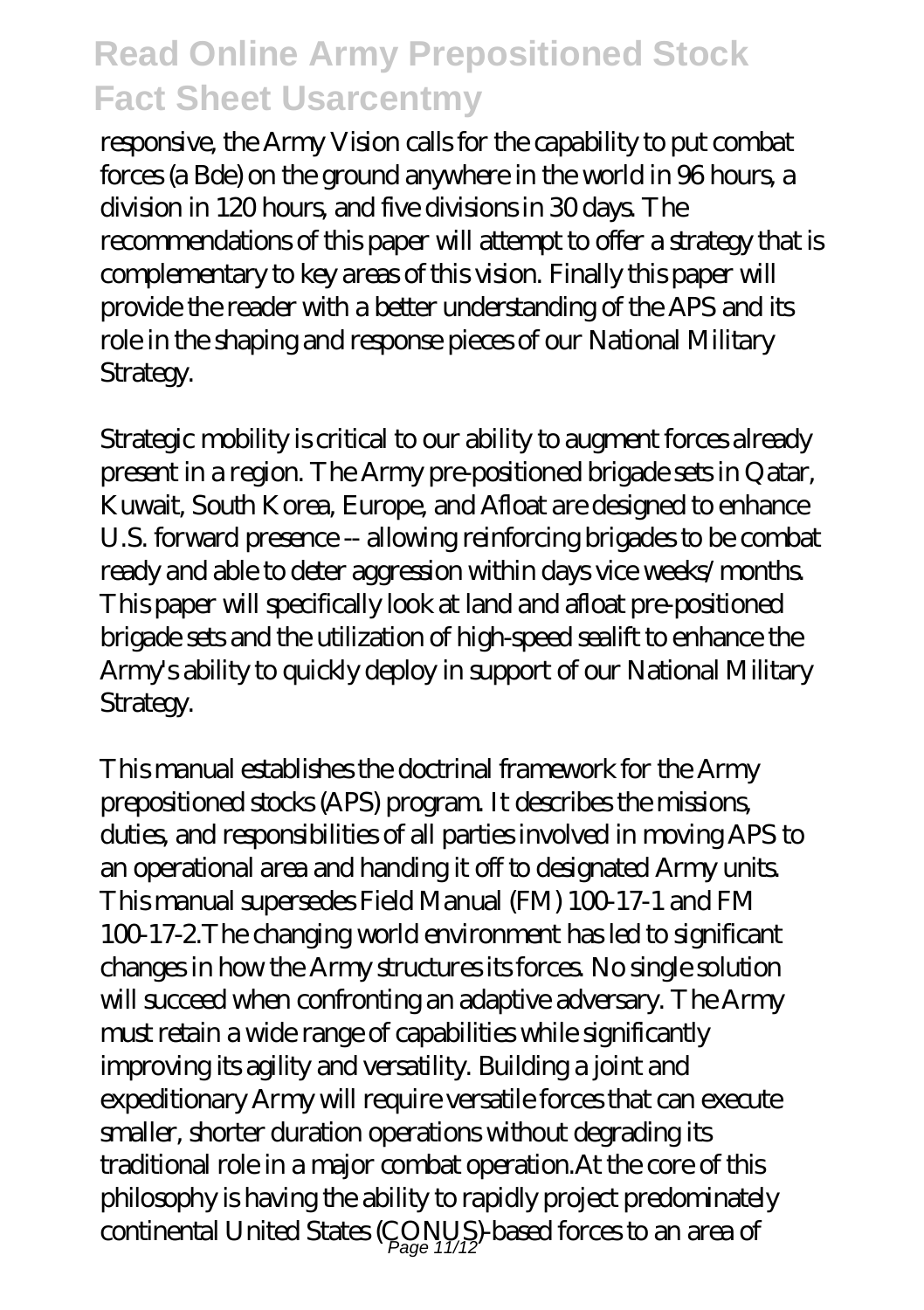responsive, the Army Vision calls for the capability to put combat forces (a Bde) on the ground anywhere in the world in 96 hours, a division in 120 hours, and five divisions in 30 days. The recommendations of this paper will attempt to offer a strategy that is complementary to key areas of this vision. Finally this paper will provide the reader with a better understanding of the APS and its role in the shaping and response pieces of our National Military Strategy.

Strategic mobility is critical to our ability to augment forces already present in a region. The Army pre-positioned brigade sets in Qatar, Kuwait, South Korea, Europe, and Afloat are designed to enhance U.S. forward presence -- allowing reinforcing brigades to be combat ready and able to deter aggression within days vice weeks/months. This paper will specifically look at land and afloat pre-positioned brigade sets and the utilization of high-speed sealift to enhance the Army's ability to quickly deploy in support of our National Military Strategy.

This manual establishes the doctrinal framework for the Army prepositioned stocks (APS) program. It describes the missions, duties, and responsibilities of all parties involved in moving APS to an operational area and handing it off to designated Army units. This manual supersedes Field Manual (FM) 100-17-1 and FM 100-17-2.The changing world environment has led to significant changes in how the Army structures its forces. No single solution will succeed when confronting an adaptive adversary. The Army must retain a wide range of capabilities while significantly improving its agility and versatility. Building a joint and expeditionary Army will require versatile forces that can execute smaller, shorter duration operations without degrading its traditional role in a major combat operation.At the core of this philosophy is having the ability to rapidly project predominately continental United States (CONUS)-based forces to an area of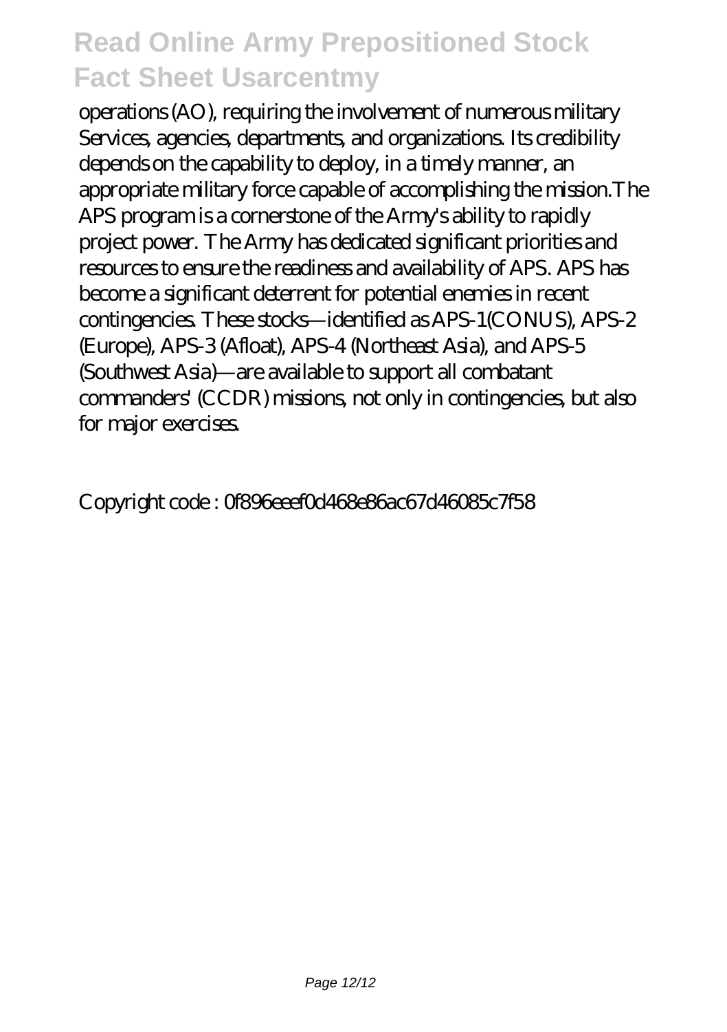operations (AO), requiring the involvement of numerous military Services, agencies, departments, and organizations. Its credibility depends on the capability to deploy, in a timely manner, an appropriate military force capable of accomplishing the mission.The APS program is a cornerstone of the Army's ability to rapidly project power. The Army has dedicated significant priorities and resources to ensure the readiness and availability of APS. APS has become a significant deterrent for potential enemies in recent contingencies. These stocks—identified as APS-1(CONUS), APS-2 (Europe), APS-3 (Afloat), APS-4 (Northeast Asia), and APS-5 (Southwest Asia)—are available to support all combatant commanders' (CCDR) missions, not only in contingencies, but also for major exercises.

Copyright code : 0f896eeef0d468e86ac67d46085c7f58